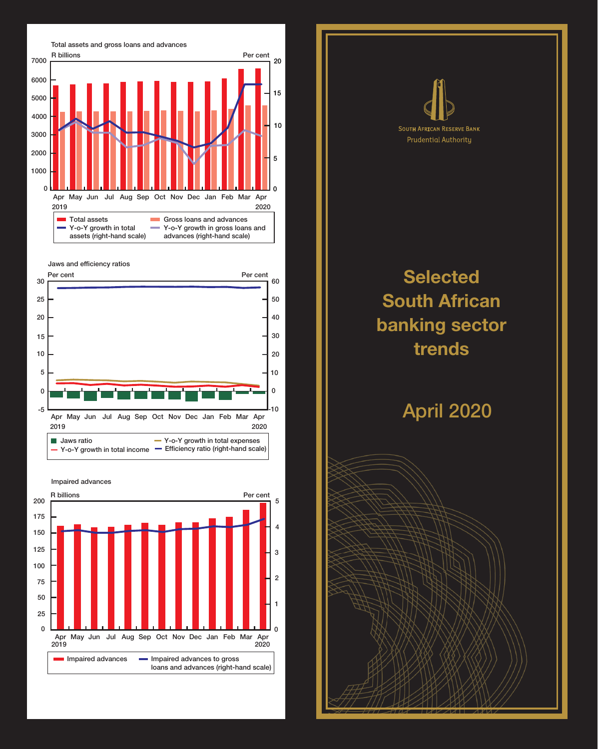## Total assets and gross loans and advances

R billions | Per cent

Apr 2019 – Apr 2020

- Total assets
- Gross loans and advances
- Y-o-Y growth in total assets (right-hand scale)
- Y-o-Y growth in gross loans and advances (right-hand scale)

## Jaws and efficiency ratios

Per cent | Per cent

Apr 2019 – Apr 2020

- Jaws ratio
- Y-o-Y growth in total income
- Y-o-Y growth in total expenses
- Efficiency ratio (right-hand scale)

## Impaired advances

R billions | Per cent

Apr 2019 – Apr 2020

- Impaired advances
- Impaired advances to gross loans and advances (right-hand scale)

South African Reserve Bank

Prudential Authority

# Selected South African banking sector trends

## April 2020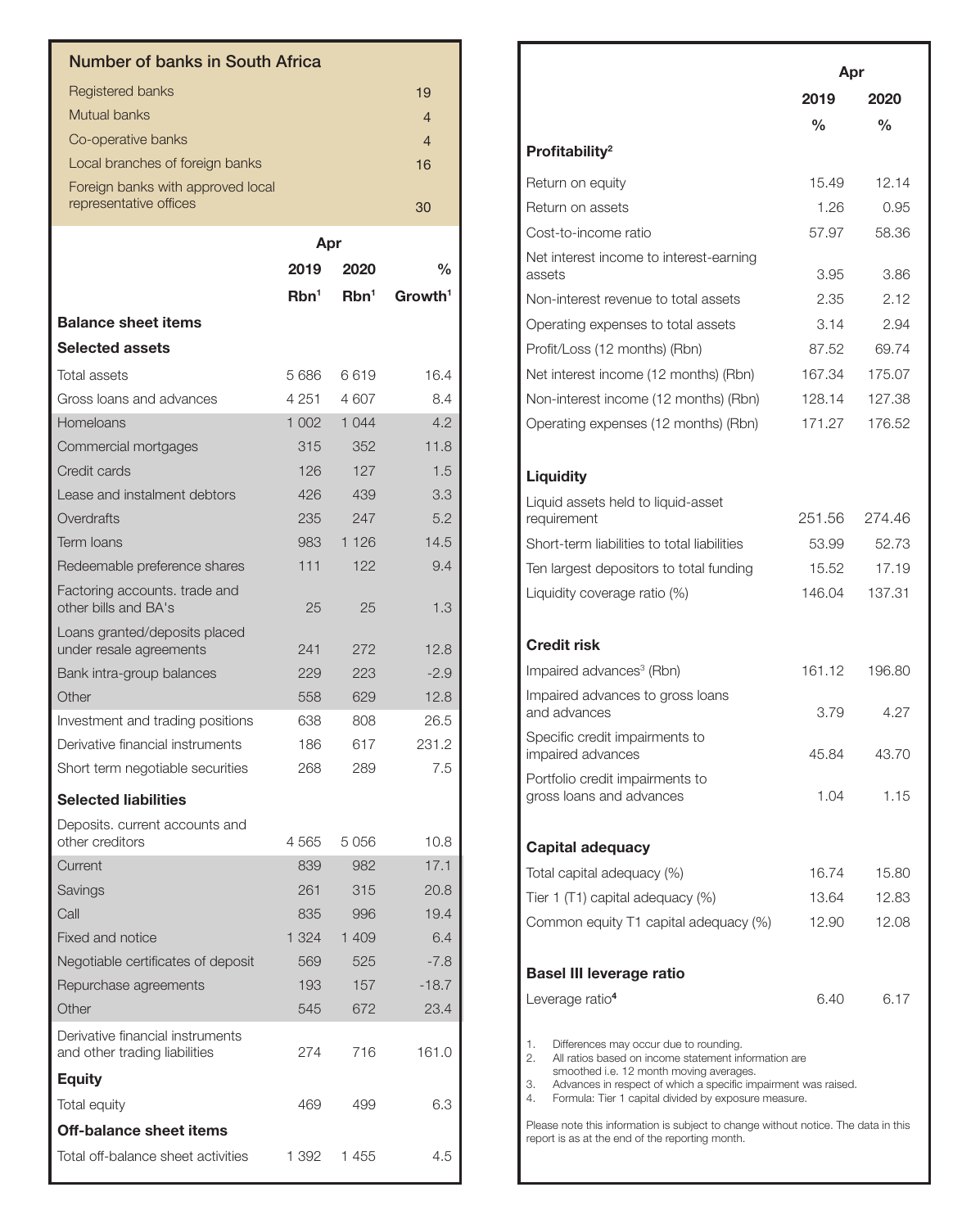## Number of banks in South Africa

| | |
|---|---|
| Registered banks | 19 |
| Mutual banks | 4 |
| Co-operative banks | 4 |
| Local branches of foreign banks | 16 |
| Foreign banks with approved local representative offices | 30 |

| | Apr | | |
|---|---|---|---|
| | 2019 | 2020 | % |
| | Rbn[1] | Rbn[1] | Growth[1] |
| **Balance sheet items** | | | |
| **Selected assets** | | | |
| Total assets | 5 686 | 6 619 | 16.4 |
| Gross loans and advances | 4 251 | 4 607 | 8.4 |
| Homeloans | 1 002 | 1 044 | 4.2 |
| Commercial mortgages | 315 | 352 | 11.8 |
| Credit cards | 126 | 127 | 1.5 |
| Lease and instalment debtors | 426 | 439 | 3.3 |
| Overdrafts | 235 | 247 | 5.2 |
| Term loans | 983 | 1 126 | 14.5 |
| Redeemable preference shares | 111 | 122 | 9.4 |
| Factoring accounts. trade and other bills and BA's | 25 | 25 | 1.3 |
| Loans granted/deposits placed under resale agreements | 241 | 272 | 12.8 |
| Bank intra-group balances | 229 | 223 | -2.9 |
| Other | 558 | 629 | 12.8 |
| Investment and trading positions | 638 | 808 | 26.5 |
| Derivative financial instruments | 186 | 617 | 231.2 |
| Short term negotiable securities | 268 | 289 | 7.5 |
| **Selected liabilities** | | | |
| Deposits. current accounts and other creditors | 4 565 | 5 056 | 10.8 |
| Current | 839 | 982 | 17.1 |
| Savings | 261 | 315 | 20.8 |
| Call | 835 | 996 | 19.4 |
| Fixed and notice | 1 324 | 1 409 | 6.4 |
| Negotiable certificates of deposit | 569 | 525 | -7.8 |
| Repurchase agreements | 193 | 157 | -18.7 |
| Other | 545 | 672 | 23.4 |
| Derivative financial instruments and other trading liabilities | 274 | 716 | 161.0 |
| **Equity** | | | |
| Total equity | 469 | 499 | 6.3 |
| **Off-balance sheet items** | | | |
| Total off-balance sheet activities | 1 392 | 1 455 | 4.5 |

| | Apr | |
|---|---|---|
| | 2019 | 2020 |
| | % | % |
| **Profitability[2]** | | |
| Return on equity | 15.49 | 12.14 |
| Return on assets | 1.26 | 0.95 |
| Cost-to-income ratio | 57.97 | 58.36 |
| Net interest income to interest-earning assets | 3.95 | 3.86 |
| Non-interest revenue to total assets | 2.35 | 2.12 |
| Operating expenses to total assets | 3.14 | 2.94 |
| Profit/Loss (12 months) (Rbn) | 87.52 | 69.74 |
| Net interest income (12 months) (Rbn) | 167.34 | 175.07 |
| Non-interest income (12 months) (Rbn) | 128.14 | 127.38 |
| Operating expenses (12 months) (Rbn) | 171.27 | 176.52 |
| **Liquidity** | | |
| Liquid assets held to liquid-asset requirement | 251.56 | 274.46 |
| Short-term liabilities to total liabilities | 53.99 | 52.73 |
| Ten largest depositors to total funding | 15.52 | 17.19 |
| Liquidity coverage ratio (%) | 146.04 | 137.31 |
| **Credit risk** | | |
| Impaired advances[3] (Rbn) | 161.12 | 196.80 |
| Impaired advances to gross loans and advances | 3.79 | 4.27 |
| Specific credit impairments to impaired advances | 45.84 | 43.70 |
| Portfolio credit impairments to gross loans and advances | 1.04 | 1.15 |
| **Capital adequacy** | | |
| Total capital adequacy (%) | 16.74 | 15.80 |
| Tier 1 (T1) capital adequacy (%) | 13.64 | 12.83 |
| Common equity T1 capital adequacy (%) | 12.90 | 12.08 |
| **Basel III leverage ratio** | | |
| Leverage ratio[4] | 6.40 | 6.17 |

1. Differences may occur due to rounding.
2. All ratios based on income statement information are smoothed i.e. 12 month moving averages.
3. Advances in respect of which a specific impairment was raised.
4. Formula: Tier 1 capital divided by exposure measure.

Please note this information is subject to change without notice. The data in this report is as at the end of the reporting month.